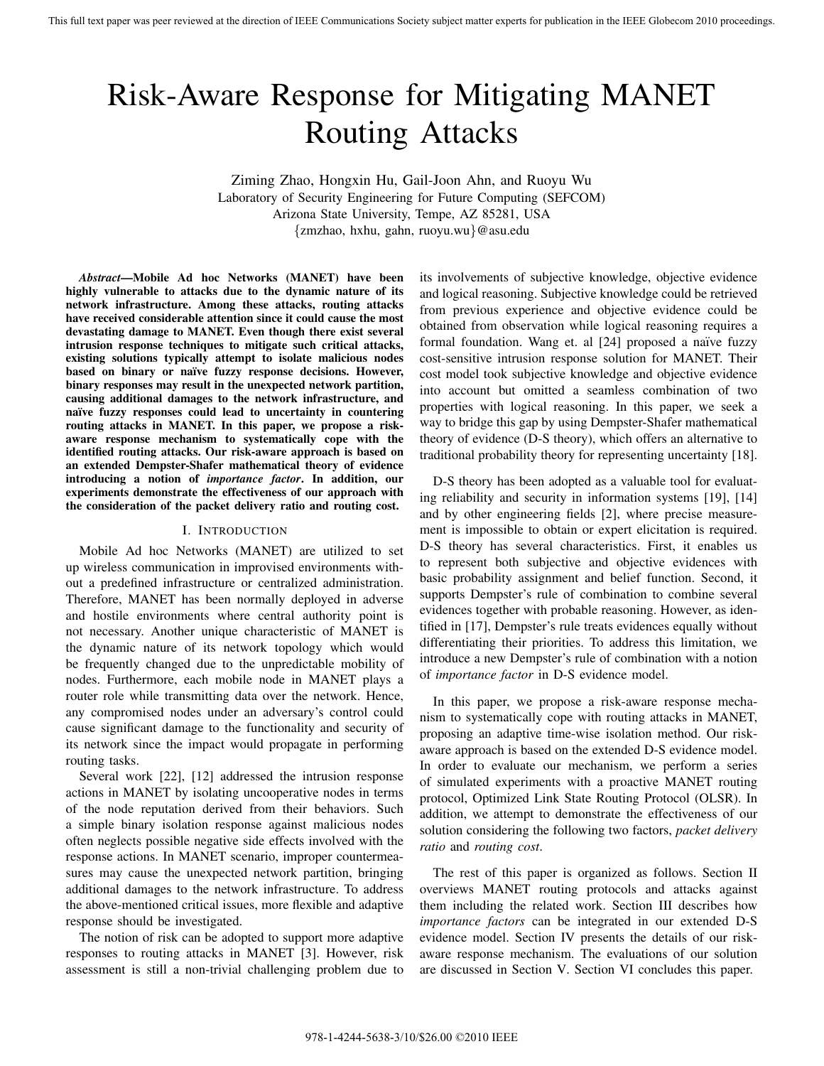# Risk-Aware Response for Mitigating MANET Routing Attacks

Ziming Zhao, Hongxin Hu, Gail-Joon Ahn, and Ruoyu Wu
Laboratory of Security Engineering for Future Computing (SEFCOM)
Arizona State University, Tempe, AZ 85281, USA
{zmzhao, hxhu, gahn, ruoyu.wu}@asu.edu

***Abstract*—Mobile Ad hoc Networks (MANET) have been highly vulnerable to attacks due to the dynamic nature of its network infrastructure. Among these attacks, routing attacks have received considerable attention since it could cause the most devastating damage to MANET. Even though there exist several intrusion response techniques to mitigate such critical attacks, existing solutions typically attempt to isolate malicious nodes based on binary or naïve fuzzy response decisions. However, binary responses may result in the unexpected network partition, causing additional damages to the network infrastructure, and naïve fuzzy responses could lead to uncertainty in countering routing attacks in MANET. In this paper, we propose a risk-aware response mechanism to systematically cope with the identified routing attacks. Our risk-aware approach is based on an extended Dempster-Shafer mathematical theory of evidence introducing a notion of *importance factor*. In addition, our experiments demonstrate the effectiveness of our approach with the consideration of the packet delivery ratio and routing cost.**

## I. Introduction

Mobile Ad hoc Networks (MANET) are utilized to set up wireless communication in improvised environments without a predefined infrastructure or centralized administration. Therefore, MANET has been normally deployed in adverse and hostile environments where central authority point is not necessary. Another unique characteristic of MANET is the dynamic nature of its network topology which would be frequently changed due to the unpredictable mobility of nodes. Furthermore, each mobile node in MANET plays a router role while transmitting data over the network. Hence, any compromised nodes under an adversary's control could cause significant damage to the functionality and security of its network since the impact would propagate in performing routing tasks.

Several work [22], [12] addressed the intrusion response actions in MANET by isolating uncooperative nodes in terms of the node reputation derived from their behaviors. Such a simple binary isolation response against malicious nodes often neglects possible negative side effects involved with the response actions. In MANET scenario, improper countermeasures may cause the unexpected network partition, bringing additional damages to the network infrastructure. To address the above-mentioned critical issues, more flexible and adaptive response should be investigated.

The notion of risk can be adopted to support more adaptive responses to routing attacks in MANET [3]. However, risk assessment is still a non-trivial challenging problem due to its involvements of subjective knowledge, objective evidence and logical reasoning. Subjective knowledge could be retrieved from previous experience and objective evidence could be obtained from observation while logical reasoning requires a formal foundation. Wang et. al [24] proposed a naïve fuzzy cost-sensitive intrusion response solution for MANET. Their cost model took subjective knowledge and objective evidence into account but omitted a seamless combination of two properties with logical reasoning. In this paper, we seek a way to bridge this gap by using Dempster-Shafer mathematical theory of evidence (D-S theory), which offers an alternative to traditional probability theory for representing uncertainty [18].

D-S theory has been adopted as a valuable tool for evaluating reliability and security in information systems [19], [14] and by other engineering fields [2], where precise measurement is impossible to obtain or expert elicitation is required. D-S theory has several characteristics. First, it enables us to represent both subjective and objective evidences with basic probability assignment and belief function. Second, it supports Dempster's rule of combination to combine several evidences together with probable reasoning. However, as identified in [17], Dempster's rule treats evidences equally without differentiating their priorities. To address this limitation, we introduce a new Dempster's rule of combination with a notion of *importance factor* in D-S evidence model.

In this paper, we propose a risk-aware response mechanism to systematically cope with routing attacks in MANET, proposing an adaptive time-wise isolation method. Our risk-aware approach is based on the extended D-S evidence model. In order to evaluate our mechanism, we perform a series of simulated experiments with a proactive MANET routing protocol, Optimized Link State Routing Protocol (OLSR). In addition, we attempt to demonstrate the effectiveness of our solution considering the following two factors, *packet delivery ratio* and *routing cost*.

The rest of this paper is organized as follows. Section II overviews MANET routing protocols and attacks against them including the related work. Section III describes how *importance factors* can be integrated in our extended D-S evidence model. Section IV presents the details of our risk-aware response mechanism. The evaluations of our solution are discussed in Section V. Section VI concludes this paper.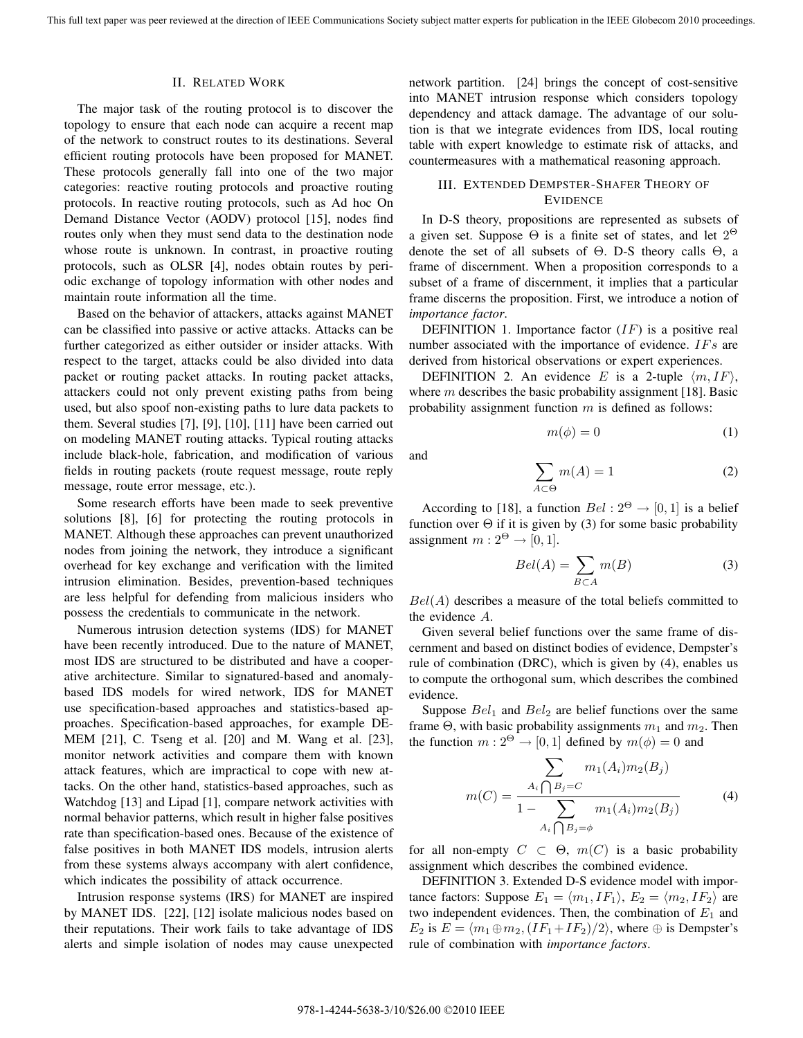## II. Related Work

The major task of the routing protocol is to discover the topology to ensure that each node can acquire a recent map of the network to construct routes to its destinations. Several efficient routing protocols have been proposed for MANET. These protocols generally fall into one of the two major categories: reactive routing protocols and proactive routing protocols. In reactive routing protocols, such as Ad hoc On Demand Distance Vector (AODV) protocol [15], nodes find routes only when they must send data to the destination node whose route is unknown. In contrast, in proactive routing protocols, such as OLSR [4], nodes obtain routes by periodic exchange of topology information with other nodes and maintain route information all the time.

Based on the behavior of attackers, attacks against MANET can be classified into passive or active attacks. Attacks can be further categorized as either outsider or insider attacks. With respect to the target, attacks could be also divided into data packet or routing packet attacks. In routing packet attacks, attackers could not only prevent existing paths from being used, but also spoof non-existing paths to lure data packets to them. Several studies [7], [9], [10], [11] have been carried out on modeling MANET routing attacks. Typical routing attacks include black-hole, fabrication, and modification of various fields in routing packets (route request message, route reply message, route error message, etc.).

Some research efforts have been made to seek preventive solutions [8], [6] for protecting the routing protocols in MANET. Although these approaches can prevent unauthorized nodes from joining the network, they introduce a significant overhead for key exchange and verification with the limited intrusion elimination. Besides, prevention-based techniques are less helpful for defending from malicious insiders who possess the credentials to communicate in the network.

Numerous intrusion detection systems (IDS) for MANET have been recently introduced. Due to the nature of MANET, most IDS are structured to be distributed and have a cooperative architecture. Similar to signatured-based and anomaly-based IDS models for wired network, IDS for MANET use specification-based approaches and statistics-based approaches. Specification-based approaches, for example DEMEM [21], C. Tseng et al. [20] and M. Wang et al. [23], monitor network activities and compare them with known attack features, which are impractical to cope with new attacks. On the other hand, statistics-based approaches, such as Watchdog [13] and Lipad [1], compare network activities with normal behavior patterns, which result in higher false positives rate than specification-based ones. Because of the existence of false positives in both MANET IDS models, intrusion alerts from these systems always accompany with alert confidence, which indicates the possibility of attack occurrence.

Intrusion response systems (IRS) for MANET are inspired by MANET IDS. [22], [12] isolate malicious nodes based on their reputations. Their work fails to take advantage of IDS alerts and simple isolation of nodes may cause unexpected network partition. [24] brings the concept of cost-sensitive into MANET intrusion response which considers topology dependency and attack damage. The advantage of our solution is that we integrate evidences from IDS, local routing table with expert knowledge to estimate risk of attacks, and countermeasures with a mathematical reasoning approach.

## III. Extended Dempster-Shafer Theory of Evidence

In D-S theory, propositions are represented as subsets of a given set. Suppose $\Theta$ is a finite set of states, and let $2^{\Theta}$ denote the set of all subsets of $\Theta$. D-S theory calls $\Theta$, a frame of discernment. When a proposition corresponds to a subset of a frame of discernment, it implies that a particular frame discerns the proposition. First, we introduce a notion of *importance factor*.

DEFINITION 1. Importance factor ($IF$) is a positive real number associated with the importance of evidence. $IFs$ are derived from historical observations or expert experiences.

DEFINITION 2. An evidence $E$ is a 2-tuple $\langle m, IF \rangle$, where $m$ describes the basic probability assignment [18]. Basic probability assignment function $m$ is defined as follows:

$$m(\phi) = 0 \tag{1}$$

and

$$\sum_{A \subset \Theta} m(A) = 1 \tag{2}$$

According to [18], a function $Bel : 2^{\Theta} \rightarrow [0, 1]$ is a belief function over $\Theta$ if it is given by (3) for some basic probability assignment $m : 2^{\Theta} \rightarrow [0, 1]$.

$$Bel(A) = \sum_{B \subset A} m(B) \tag{3}$$

$Bel(A)$ describes a measure of the total beliefs committed to the evidence $A$.

Given several belief functions over the same frame of discernment and based on distinct bodies of evidence, Dempster's rule of combination (DRC), which is given by (4), enables us to compute the orthogonal sum, which describes the combined evidence.

Suppose $Bel_1$ and $Bel_2$ are belief functions over the same frame $\Theta$, with basic probability assignments $m_1$ and $m_2$. Then the function $m : 2^{\Theta} \rightarrow [0, 1]$ defined by $m(\phi) = 0$ and

$$m(C) = \frac{\displaystyle\sum_{A_i \bigcap B_j = C} m_1(A_i) m_2(B_j)}{1 - \displaystyle\sum_{A_i \bigcap B_j = \phi} m_1(A_i) m_2(B_j)} \tag{4}$$

for all non-empty $C \subset \Theta$, $m(C)$ is a basic probability assignment which describes the combined evidence.

DEFINITION 3. Extended D-S evidence model with importance factors: Suppose $E_1 = \langle m_1, IF_1 \rangle$, $E_2 = \langle m_2, IF_2 \rangle$ are two independent evidences. Then, the combination of $E_1$ and $E_2$ is $E = \langle m_1 \oplus m_2, (IF_1 + IF_2)/2 \rangle$, where $\oplus$ is Dempster's rule of combination with *importance factors*.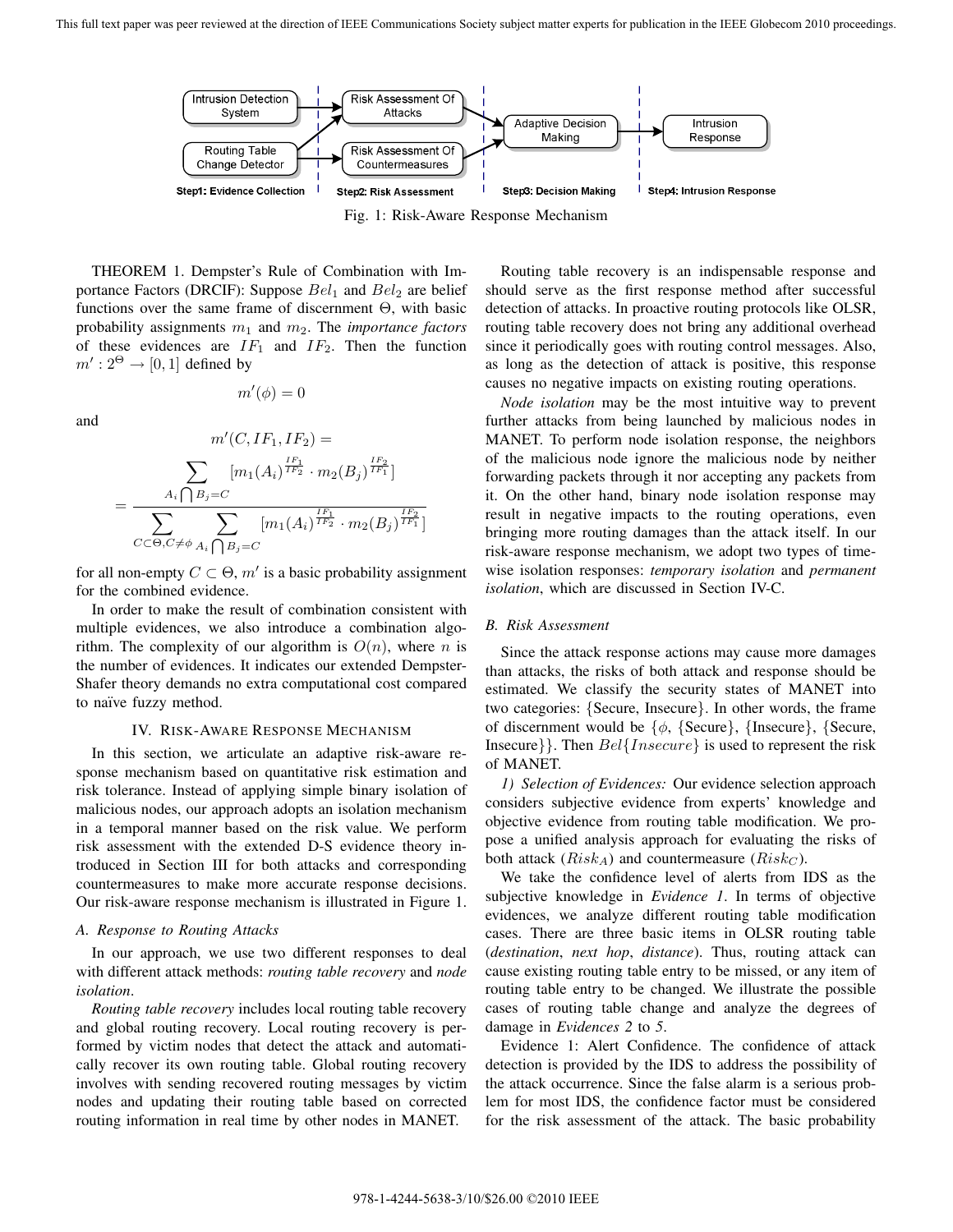Fig. 1: Risk-Aware Response Mechanism

THEOREM 1. Dempster's Rule of Combination with Importance Factors (DRCIF): Suppose $Bel_1$ and $Bel_2$ are belief functions over the same frame of discernment $\Theta$, with basic probability assignments $m_1$ and $m_2$. The *importance factors* of these evidences are $IF_1$ and $IF_2$. Then the function $m' : 2^\Theta \rightarrow [0, 1]$ defined by

$$m'(\phi) = 0$$

and

$$m'(C, IF_1, IF_2) = \frac{\sum_{A_i \bigcap B_j = C} [m_1(A_i)^{\frac{IF_1}{IF_2}} \cdot m_2(B_j)^{\frac{IF_2}{IF_1}}]}{\sum_{C \subset \Theta, C \neq \phi} \sum_{A_i \bigcap B_j = C} [m_1(A_i)^{\frac{IF_1}{IF_2}} \cdot m_2(B_j)^{\frac{IF_2}{IF_1}}]}$$

for all non-empty $C \subset \Theta$, $m'$ is a basic probability assignment for the combined evidence.

In order to make the result of combination consistent with multiple evidences, we also introduce a combination algorithm. The complexity of our algorithm is $O(n)$, where $n$ is the number of evidences. It indicates our extended Dempster-Shafer theory demands no extra computational cost compared to naïve fuzzy method.

## IV. Risk-Aware Response Mechanism

In this section, we articulate an adaptive risk-aware response mechanism based on quantitative risk estimation and risk tolerance. Instead of applying simple binary isolation of malicious nodes, our approach adopts an isolation mechanism in a temporal manner based on the risk value. We perform risk assessment with the extended D-S evidence theory introduced in Section III for both attacks and corresponding countermeasures to make more accurate response decisions. Our risk-aware response mechanism is illustrated in Figure 1.

### A. Response to Routing Attacks

In our approach, we use two different responses to deal with different attack methods: *routing table recovery* and *node isolation*.

*Routing table recovery* includes local routing table recovery and global routing recovery. Local routing recovery is performed by victim nodes that detect the attack and automatically recover its own routing table. Global routing recovery involves with sending recovered routing messages by victim nodes and updating their routing table based on corrected routing information in real time by other nodes in MANET.

Routing table recovery is an indispensable response and should serve as the first response method after successful detection of attacks. In proactive routing protocols like OLSR, routing table recovery does not bring any additional overhead since it periodically goes with routing control messages. Also, as long as the detection of attack is positive, this response causes no negative impacts on existing routing operations.

*Node isolation* may be the most intuitive way to prevent further attacks from being launched by malicious nodes in MANET. To perform node isolation response, the neighbors of the malicious node ignore the malicious node by neither forwarding packets through it nor accepting any packets from it. On the other hand, binary node isolation response may result in negative impacts to the routing operations, even bringing more routing damages than the attack itself. In our risk-aware response mechanism, we adopt two types of time-wise isolation responses: *temporary isolation* and *permanent isolation*, which are discussed in Section IV-C.

### B. Risk Assessment

Since the attack response actions may cause more damages than attacks, the risks of both attack and response should be estimated. We classify the security states of MANET into two categories: {Secure, Insecure}. In other words, the frame of discernment would be {$\phi$, {Secure}, {Insecure}, {Secure, Insecure}}. Then $Bel\{Insecure\}$ is used to represent the risk of MANET.

*1) Selection of Evidences:* Our evidence selection approach considers subjective evidence from experts' knowledge and objective evidence from routing table modification. We propose a unified analysis approach for evaluating the risks of both attack ($Risk_A$) and countermeasure ($Risk_C$).

We take the confidence level of alerts from IDS as the subjective knowledge in *Evidence 1*. In terms of objective evidences, we analyze different routing table modification cases. There are three basic items in OLSR routing table (*destination*, *next hop*, *distance*). Thus, routing attack can cause existing routing table entry to be missed, or any item of routing table entry to be changed. We illustrate the possible cases of routing table change and analyze the degrees of damage in *Evidences 2* to *5*.

Evidence 1: Alert Confidence. The confidence of attack detection is provided by the IDS to address the possibility of the attack occurrence. Since the false alarm is a serious problem for most IDS, the confidence factor must be considered for the risk assessment of the attack. The basic probability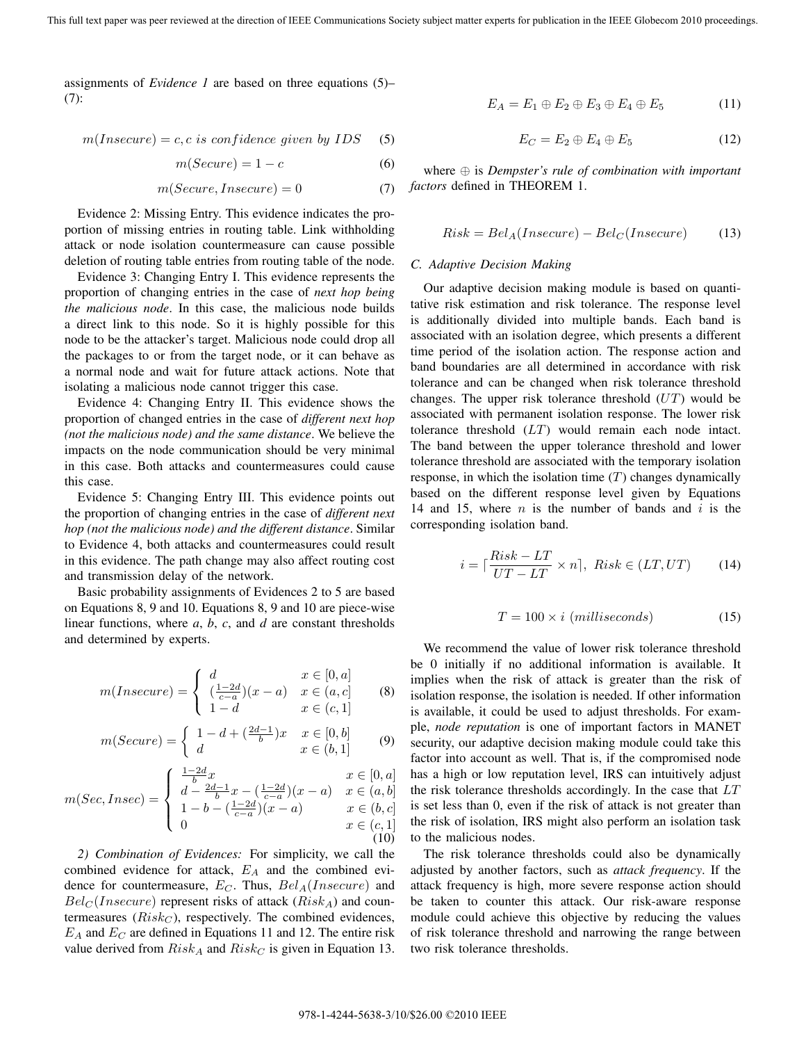assignments of *Evidence 1* are based on three equations (5)–(7):

$$m(Insecure) = c, c \ is \ confidence \ given \ by \ IDS \quad (5)$$

$$m(Secure) = 1 - c \quad (6)$$

$$m(Secure, Insecure) = 0 \quad (7)$$

Evidence 2: Missing Entry. This evidence indicates the proportion of missing entries in routing table. Link withholding attack or node isolation countermeasure can cause possible deletion of routing table entries from routing table of the node.

Evidence 3: Changing Entry I. This evidence represents the proportion of changing entries in the case of *next hop being the malicious node*. In this case, the malicious node builds a direct link to this node. So it is highly possible for this node to be the attacker's target. Malicious node could drop all the packages to or from the target node, or it can behave as a normal node and wait for future attack actions. Note that isolating a malicious node cannot trigger this case.

Evidence 4: Changing Entry II. This evidence shows the proportion of changed entries in the case of *different next hop (not the malicious node) and the same distance*. We believe the impacts on the node communication should be very minimal in this case. Both attacks and countermeasures could cause this case.

Evidence 5: Changing Entry III. This evidence points out the proportion of changing entries in the case of *different next hop (not the malicious node) and the different distance*. Similar to Evidence 4, both attacks and countermeasures could result in this evidence. The path change may also affect routing cost and transmission delay of the network.

Basic probability assignments of Evidences 2 to 5 are based on Equations 8, 9 and 10. Equations 8, 9 and 10 are piece-wise linear functions, where *a*, *b*, *c*, and *d* are constant thresholds and determined by experts.

$$m(Insecure) = \begin{cases} d & x \in [0, a] \\ (\frac{1-2d}{c-a})(x-a) & x \in (a, c] \\ 1-d & x \in (c, 1] \end{cases} \quad (8)$$

$$m(Secure) = \begin{cases} 1 - d + (\frac{2d-1}{b})x & x \in [0, b] \\ d & x \in (b, 1] \end{cases} \quad (9)$$

$$m(Sec, Insec) = \begin{cases} \frac{1-2d}{b}x & x \in [0, a] \\ d - \frac{2d-1}{b}x - (\frac{1-2d}{c-a})(x-a) & x \in (a, b] \\ 1 - b - (\frac{1-2d}{c-a})(x-a) & x \in (b, c] \\ 0 & x \in (c, 1] \end{cases} \quad (10)$$

*2) Combination of Evidences:* For simplicity, we call the combined evidence for attack, $E_A$ and the combined evidence for countermeasure, $E_C$. Thus, $Bel_A(Insecure)$ and $Bel_C(Insecure)$ represent risks of attack ($Risk_A$) and countermeasures ($Risk_C$), respectively. The combined evidences, $E_A$ and $E_C$ are defined in Equations 11 and 12. The entire risk value derived from $Risk_A$ and $Risk_C$ is given in Equation 13.

$$E_A = E_1 \oplus E_2 \oplus E_3 \oplus E_4 \oplus E_5 \quad (11)$$

$$E_C = E_2 \oplus E_4 \oplus E_5 \quad (12)$$

where $\oplus$ is *Dempster's rule of combination with important factors* defined in THEOREM 1.

$$Risk = Bel_A(Insecure) - Bel_C(Insecure) \quad (13)$$

### C. Adaptive Decision Making

Our adaptive decision making module is based on quantitative risk estimation and risk tolerance. The response level is additionally divided into multiple bands. Each band is associated with an isolation degree, which presents a different time period of the isolation action. The response action and band boundaries are all determined in accordance with risk tolerance and can be changed when risk tolerance threshold changes. The upper risk tolerance threshold ($UT$) would be associated with permanent isolation response. The lower risk tolerance threshold ($LT$) would remain each node intact. The band between the upper tolerance threshold and lower tolerance threshold are associated with the temporary isolation response, in which the isolation time ($T$) changes dynamically based on the different response level given by Equations 14 and 15, where $n$ is the number of bands and $i$ is the corresponding isolation band.

$$i = \lceil \frac{Risk - LT}{UT - LT} \times n \rceil, \ Risk \in (LT, UT) \quad (14)$$

$$T = 100 \times i \ (milliseconds) \quad (15)$$

We recommend the value of lower risk tolerance threshold be 0 initially if no additional information is available. It implies when the risk of attack is greater than the risk of isolation response, the isolation is needed. If other information is available, it could be used to adjust thresholds. For example, *node reputation* is one of important factors in MANET security, our adaptive decision making module could take this factor into account as well. That is, if the compromised node has a high or low reputation level, IRS can intuitively adjust the risk tolerance thresholds accordingly. In the case that $LT$ is set less than 0, even if the risk of attack is not greater than the risk of isolation, IRS might also perform an isolation task to the malicious nodes.

The risk tolerance thresholds could also be dynamically adjusted by another factors, such as *attack frequency*. If the attack frequency is high, more severe response action should be taken to counter this attack. Our risk-aware response module could achieve this objective by reducing the values of risk tolerance threshold and narrowing the range between two risk tolerance thresholds.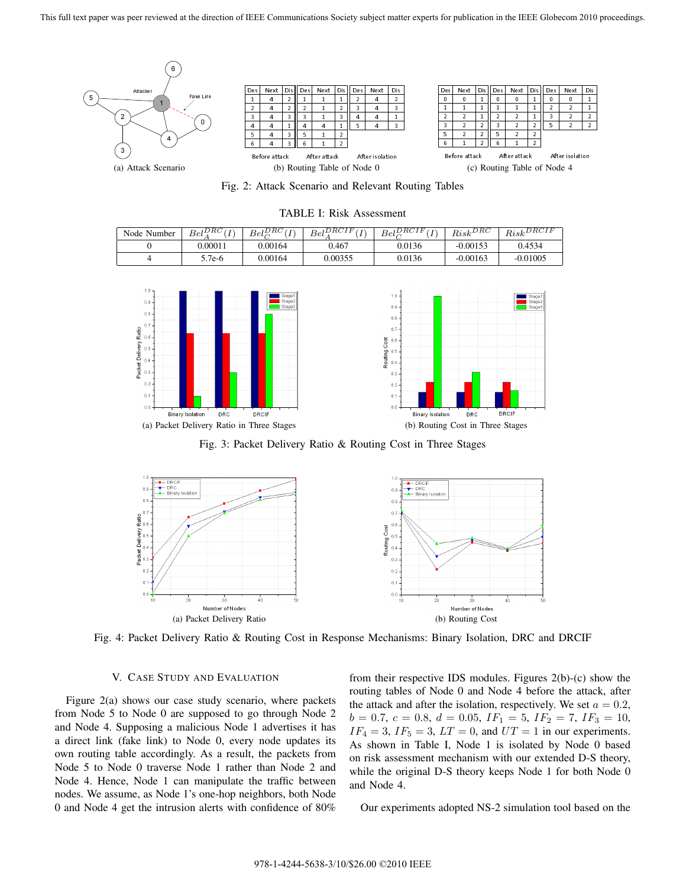Fig. 2: Attack Scenario and Relevant Routing Tables

(a) Attack Scenario

(b) Routing Table of Node 0

Before attack

| Des | Next | Dis |
|---|---|---|
| 1 | 4 | 2 |
| 2 | 4 | 2 |
| 3 | 4 | 3 |
| 4 | 4 | 1 |
| 5 | 4 | 3 |
| 6 | 4 | 3 |

After attack

| Des | Next | Dis |
|---|---|---|
| 1 | 1 | 1 |
| 2 | 1 | 2 |
| 3 | 1 | 3 |
| 4 | 4 | 1 |
| 5 | 1 | 2 |
| 6 | 1 | 2 |

After isolation

| Des | Next | Dis |
|---|---|---|
| 2 | 4 | 2 |
| 3 | 4 | 3 |
| 4 | 4 | 1 |
| 5 | 4 | 3 |

(c) Routing Table of Node 4

Before attack

| Des | Next | Dis |
|---|---|---|
| 0 | 0 | 1 |
| 1 | 1 | 1 |
| 2 | 2 | 1 |
| 3 | 2 | 2 |
| 5 | 2 | 2 |
| 6 | 1 | 2 |

After attack

| Des | Next | Dis |
|---|---|---|
| 0 | 0 | 1 |
| 1 | 1 | 1 |
| 2 | 2 | 1 |
| 3 | 2 | 2 |
| 5 | 2 | 2 |
| 6 | 1 | 2 |

After isolation

| Des | Next | Dis |
|---|---|---|
| 0 | 0 | 1 |
| 2 | 2 | 1 |
| 3 | 2 | 2 |
| 5 | 2 | 2 |

TABLE I: Risk Assessment

| Node Number | $Bel_A^{DRC}(I)$ | $Bel_C^{DRC}(I)$ | $Bel_A^{DRCIF}(I)$ | $Bel_C^{DRCIF}(I)$ | $Risk^{DRC}$ | $Risk^{DRCIF}$ |
|---|---|---|---|---|---|---|
| 0 | 0.00011 | 0.00164 | 0.467 | 0.0136 | -0.00153 | 0.4534 |
| 4 | 5.7e-6 | 0.00164 | 0.00355 | 0.0136 | -0.00163 | -0.01005 |

(a) Packet Delivery Ratio in Three Stages

(b) Routing Cost in Three Stages

Fig. 3: Packet Delivery Ratio & Routing Cost in Three Stages

(a) Packet Delivery Ratio

(b) Routing Cost

Fig. 4: Packet Delivery Ratio & Routing Cost in Response Mechanisms: Binary Isolation, DRC and DRCIF

## V. Case Study and Evaluation

Figure 2(a) shows our case study scenario, where packets from Node 5 to Node 0 are supposed to go through Node 2 and Node 4. Supposing a malicious Node 1 advertises it has a direct link (fake link) to Node 0, every node updates its own routing table accordingly. As a result, the packets from Node 5 to Node 0 traverse Node 1 rather than Node 2 and Node 4. Hence, Node 1 can manipulate the traffic between nodes. We assume, as Node 1's one-hop neighbors, both Node 0 and Node 4 get the intrusion alerts with confidence of 80% from their respective IDS modules. Figures 2(b)-(c) show the routing tables of Node 0 and Node 4 before the attack, after the attack and after the isolation, respectively. We set $a = 0.2$, $b = 0.7$, $c = 0.8$, $d = 0.05$, $IF_1 = 5$, $IF_2 = 7$, $IF_3 = 10$, $IF_4 = 3$, $IF_5 = 3$, $LT = 0$, and $UT = 1$ in our experiments. As shown in Table I, Node 1 is isolated by Node 0 based on risk assessment mechanism with our extended D-S theory, while the original D-S theory keeps Node 1 for both Node 0 and Node 4.

Our experiments adopted NS-2 simulation tool based on the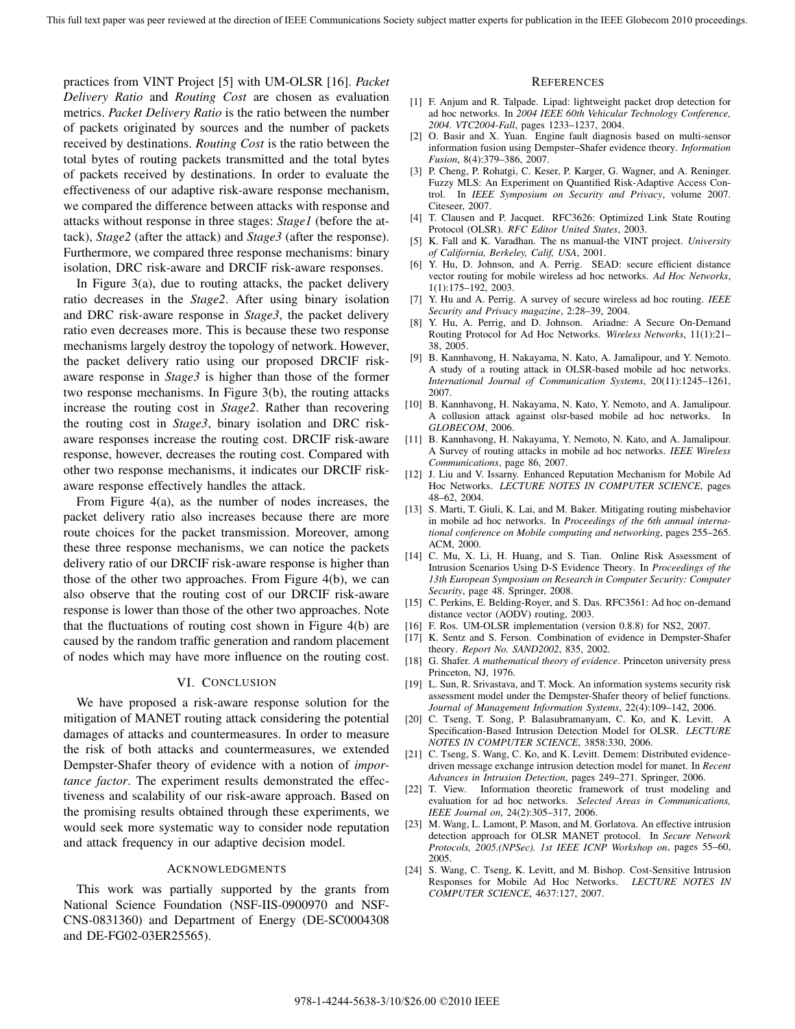practices from VINT Project [5] with UM-OLSR [16]. *Packet Delivery Ratio* and *Routing Cost* are chosen as evaluation metrics. *Packet Delivery Ratio* is the ratio between the number of packets originated by sources and the number of packets received by destinations. *Routing Cost* is the ratio between the total bytes of routing packets transmitted and the total bytes of packets received by destinations. In order to evaluate the effectiveness of our adaptive risk-aware response mechanism, we compared the difference between attacks with response and attacks without response in three stages: *Stage1* (before the attack), *Stage2* (after the attack) and *Stage3* (after the response). Furthermore, we compared three response mechanisms: binary isolation, DRC risk-aware and DRCIF risk-aware responses.

In Figure 3(a), due to routing attacks, the packet delivery ratio decreases in the *Stage2*. After using binary isolation and DRC risk-aware response in *Stage3*, the packet delivery ratio even decreases more. This is because these two response mechanisms largely destroy the topology of network. However, the packet delivery ratio using our proposed DRCIF risk-aware response in *Stage3* is higher than those of the former two response mechanisms. In Figure 3(b), the routing attacks increase the routing cost in *Stage2*. Rather than recovering the routing cost in *Stage3*, binary isolation and DRC risk-aware responses increase the routing cost. DRCIF risk-aware response, however, decreases the routing cost. Compared with other two response mechanisms, it indicates our DRCIF risk-aware response effectively handles the attack.

From Figure 4(a), as the number of nodes increases, the packet delivery ratio also increases because there are more route choices for the packet transmission. Moreover, among these three response mechanisms, we can notice the packets delivery ratio of our DRCIF risk-aware response is higher than those of the other two approaches. From Figure 4(b), we can also observe that the routing cost of our DRCIF risk-aware response is lower than those of the other two approaches. Note that the fluctuations of routing cost shown in Figure 4(b) are caused by the random traffic generation and random placement of nodes which may have more influence on the routing cost.

## VI. Conclusion

We have proposed a risk-aware response solution for the mitigation of MANET routing attack considering the potential damages of attacks and countermeasures. In order to measure the risk of both attacks and countermeasures, we extended Dempster-Shafer theory of evidence with a notion of *importance factor*. The experiment results demonstrated the effectiveness and scalability of our risk-aware approach. Based on the promising results obtained through these experiments, we would seek more systematic way to consider node reputation and attack frequency in our adaptive decision model.

## Acknowledgments

This work was partially supported by the grants from National Science Foundation (NSF-IIS-0900970 and NSF-CNS-0831360) and Department of Energy (DE-SC0004308 and DE-FG02-03ER25565).

## References

[1] F. Anjum and R. Talpade. Lipad: lightweight packet drop detection for ad hoc networks. In *2004 IEEE 60th Vehicular Technology Conference, 2004. VTC2004-Fall*, pages 1233–1237, 2004.

[2] O. Basir and X. Yuan. Engine fault diagnosis based on multi-sensor information fusion using Dempster–Shafer evidence theory. *Information Fusion*, 8(4):379–386, 2007.

[3] P. Cheng, P. Rohatgi, C. Keser, P. Karger, G. Wagner, and A. Reninger. Fuzzy MLS: An Experiment on Quantified Risk-Adaptive Access Control. In *IEEE Symposium on Security and Privacy*, volume 2007. Citeseer, 2007.

[4] T. Clausen and P. Jacquet. RFC3626: Optimized Link State Routing Protocol (OLSR). *RFC Editor United States*, 2003.

[5] K. Fall and K. Varadhan. The ns manual-the VINT project. *University of California, Berkeley, Calif, USA*, 2001.

[6] Y. Hu, D. Johnson, and A. Perrig. SEAD: secure efficient distance vector routing for mobile wireless ad hoc networks. *Ad Hoc Networks*, 1(1):175–192, 2003.

[7] Y. Hu and A. Perrig. A survey of secure wireless ad hoc routing. *IEEE Security and Privacy magazine*, 2:28–39, 2004.

[8] Y. Hu, A. Perrig, and D. Johnson. Ariadne: A Secure On-Demand Routing Protocol for Ad Hoc Networks. *Wireless Networks*, 11(1):21–38, 2005.

[9] B. Kannhavong, H. Nakayama, N. Kato, A. Jamalipour, and Y. Nemoto. A study of a routing attack in OLSR-based mobile ad hoc networks. *International Journal of Communication Systems*, 20(11):1245–1261, 2007.

[10] B. Kannhavong, H. Nakayama, N. Kato, Y. Nemoto, and A. Jamalipour. A collusion attack against olsr-based mobile ad hoc networks. In *GLOBECOM*, 2006.

[11] B. Kannhavong, H. Nakayama, Y. Nemoto, N. Kato, and A. Jamalipour. A Survey of routing attacks in mobile ad hoc networks. *IEEE Wireless Communications*, page 86, 2007.

[12] J. Liu and V. Issarny. Enhanced Reputation Mechanism for Mobile Ad Hoc Networks. *LECTURE NOTES IN COMPUTER SCIENCE*, pages 48–62, 2004.

[13] S. Marti, T. Giuli, K. Lai, and M. Baker. Mitigating routing misbehavior in mobile ad hoc networks. In *Proceedings of the 6th annual international conference on Mobile computing and networking*, pages 255–265. ACM, 2000.

[14] C. Mu, X. Li, H. Huang, and S. Tian. Online Risk Assessment of Intrusion Scenarios Using D-S Evidence Theory. In *Proceedings of the 13th European Symposium on Research in Computer Security: Computer Security*, page 48. Springer, 2008.

[15] C. Perkins, E. Belding-Royer, and S. Das. RFC3561: Ad hoc on-demand distance vector (AODV) routing, 2003.

[16] F. Ros. UM-OLSR implementation (version 0.8.8) for NS2, 2007.

[17] K. Sentz and S. Ferson. Combination of evidence in Dempster-Shafer theory. *Report No. SAND2002*, 835, 2002.

[18] G. Shafer. *A mathematical theory of evidence*. Princeton university press Princeton, NJ, 1976.

[19] L. Sun, R. Srivastava, and T. Mock. An information systems security risk assessment model under the Dempster-Shafer theory of belief functions. *Journal of Management Information Systems*, 22(4):109–142, 2006.

[20] C. Tseng, T. Song, P. Balasubramanyam, C. Ko, and K. Levitt. A Specification-Based Intrusion Detection Model for OLSR. *LECTURE NOTES IN COMPUTER SCIENCE*, 3858:330, 2006.

[21] C. Tseng, S. Wang, C. Ko, and K. Levitt. Demem: Distributed evidence-driven message exchange intrusion detection model for manet. In *Recent Advances in Intrusion Detection*, pages 249–271. Springer, 2006.

[22] T. View. Information theoretic framework of trust modeling and evaluation for ad hoc networks. *Selected Areas in Communications, IEEE Journal on*, 24(2):305–317, 2006.

[23] M. Wang, L. Lamont, P. Mason, and M. Gorlatova. An effective intrusion detection approach for OLSR MANET protocol. In *Secure Network Protocols, 2005.(NPSec). 1st IEEE ICNP Workshop on*, pages 55–60, 2005.

[24] S. Wang, C. Tseng, K. Levitt, and M. Bishop. Cost-Sensitive Intrusion Responses for Mobile Ad Hoc Networks. *LECTURE NOTES IN COMPUTER SCIENCE*, 4637:127, 2007.